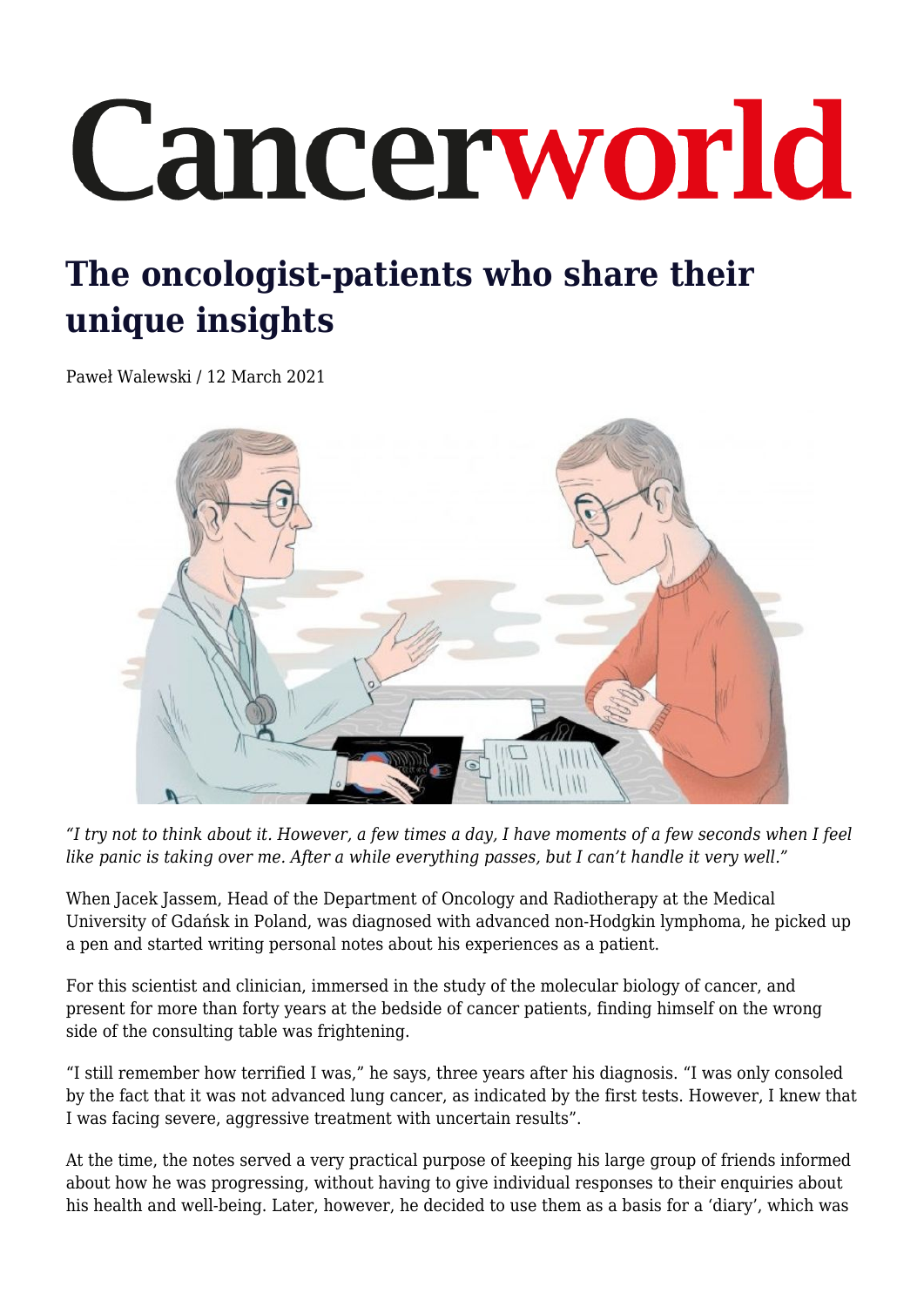# Cancerworld

## The oncologist-patients who share their unique insights

Paweł Walewski / 12 March 2021

*"I try not to think about it. However, a few times a day, I have moments of a few seconds when I feel like panic is taking over me. After a while everything passes, but I can't handle it very well."*

When Jacek Jassem, Head of the Department of Oncology and Radiotherapy at the Medical University of Gdańsk in Poland, was diagnosed with advanced non-Hodgkin lymphoma, he picked up a pen and started writing personal notes about his experiences as a patient.

For this scientist and clinician, immersed in the study of the molecular biology of cancer, and present for more than forty years at the bedside of cancer patients, finding himself on the wrong side of the consulting table was frightening.

"I still remember how terrified I was," he says, three years after his diagnosis. "I was only consoled by the fact that it was not advanced lung cancer, as indicated by the first tests. However, I knew that I was facing severe, aggressive treatment with uncertain results".

At the time, the notes served a very practical purpose of keeping his large group of friends informed about how he was progressing, without having to give individual responses to their enquiries about his health and well-being. Later, however, he decided to use them as a basis for a 'diary', which was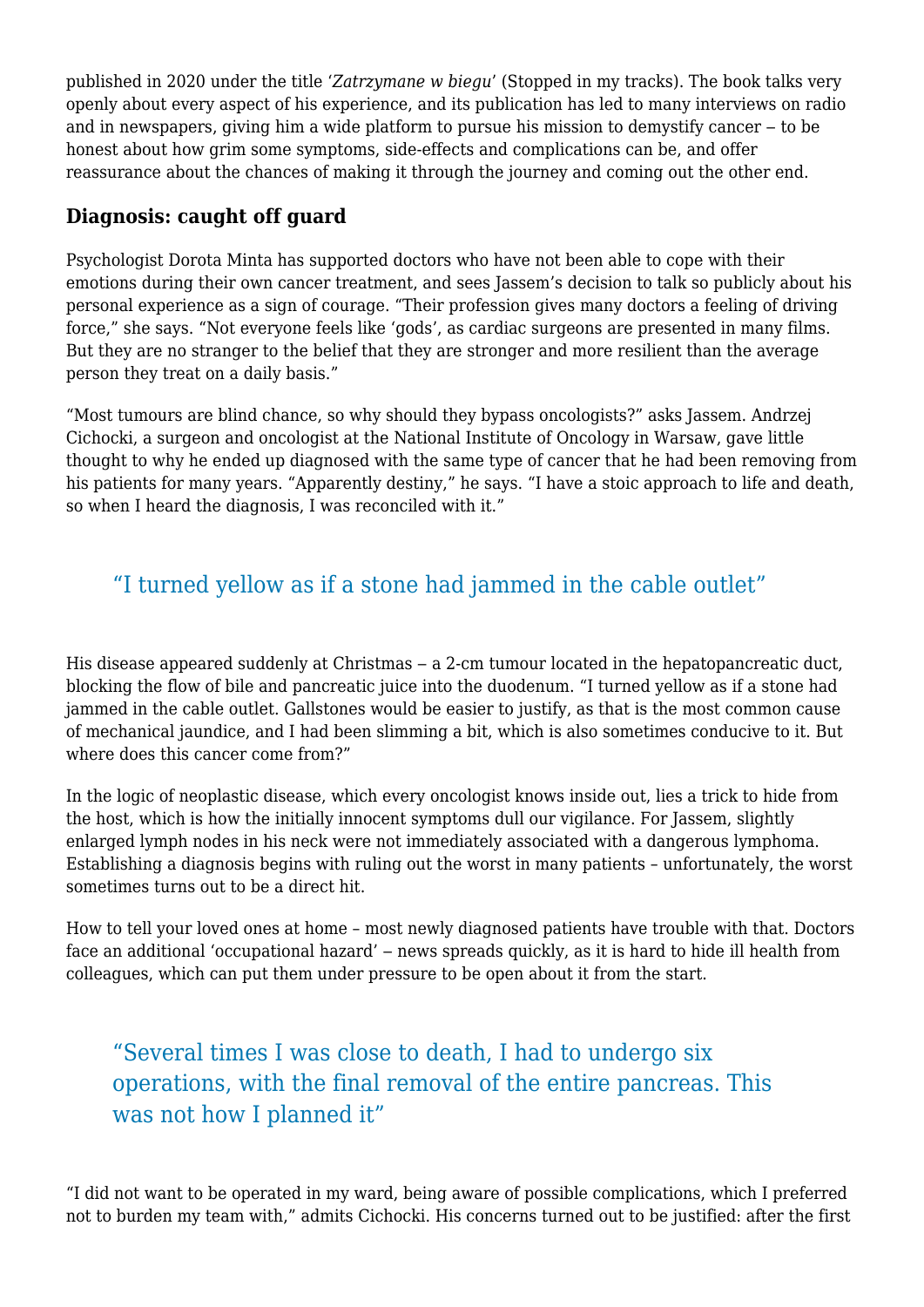published in 2020 under the title '*Zatrzymane w biegu*' (Stopped in my tracks). The book talks very openly about every aspect of his experience, and its publication has led to many interviews on radio and in newspapers, giving him a wide platform to pursue his mission to demystify cancer – to be honest about how grim some symptoms, side-effects and complications can be, and offer reassurance about the chances of making it through the journey and coming out the other end.

## Diagnosis: caught off guard

Psychologist Dorota Minta has supported doctors who have not been able to cope with their emotions during their own cancer treatment, and sees Jassem's decision to talk so publicly about his personal experience as a sign of courage. "Their profession gives many doctors a feeling of driving force," she says. "Not everyone feels like 'gods', as cardiac surgeons are presented in many films. But they are no stranger to the belief that they are stronger and more resilient than the average person they treat on a daily basis."

"Most tumours are blind chance, so why should they bypass oncologists?" asks Jassem. Andrzej Cichocki, a surgeon and oncologist at the National Institute of Oncology in Warsaw, gave little thought to why he ended up diagnosed with the same type of cancer that he had been removing from his patients for many years. "Apparently destiny," he says. "I have a stoic approach to life and death, so when I heard the diagnosis, I was reconciled with it."

> "I turned yellow as if a stone had jammed in the cable outlet"

His disease appeared suddenly at Christmas – a 2-cm tumour located in the hepatopancreatic duct, blocking the flow of bile and pancreatic juice into the duodenum. "I turned yellow as if a stone had jammed in the cable outlet. Gallstones would be easier to justify, as that is the most common cause of mechanical jaundice, and I had been slimming a bit, which is also sometimes conducive to it. But where does this cancer come from?"

In the logic of neoplastic disease, which every oncologist knows inside out, lies a trick to hide from the host, which is how the initially innocent symptoms dull our vigilance. For Jassem, slightly enlarged lymph nodes in his neck were not immediately associated with a dangerous lymphoma. Establishing a diagnosis begins with ruling out the worst in many patients – unfortunately, the worst sometimes turns out to be a direct hit.

How to tell your loved ones at home – most newly diagnosed patients have trouble with that. Doctors face an additional 'occupational hazard' – news spreads quickly, as it is hard to hide ill health from colleagues, which can put them under pressure to be open about it from the start.

> "Several times I was close to death, I had to undergo six operations, with the final removal of the entire pancreas. This was not how I planned it"

"I did not want to be operated in my ward, being aware of possible complications, which I preferred not to burden my team with," admits Cichocki. His concerns turned out to be justified: after the first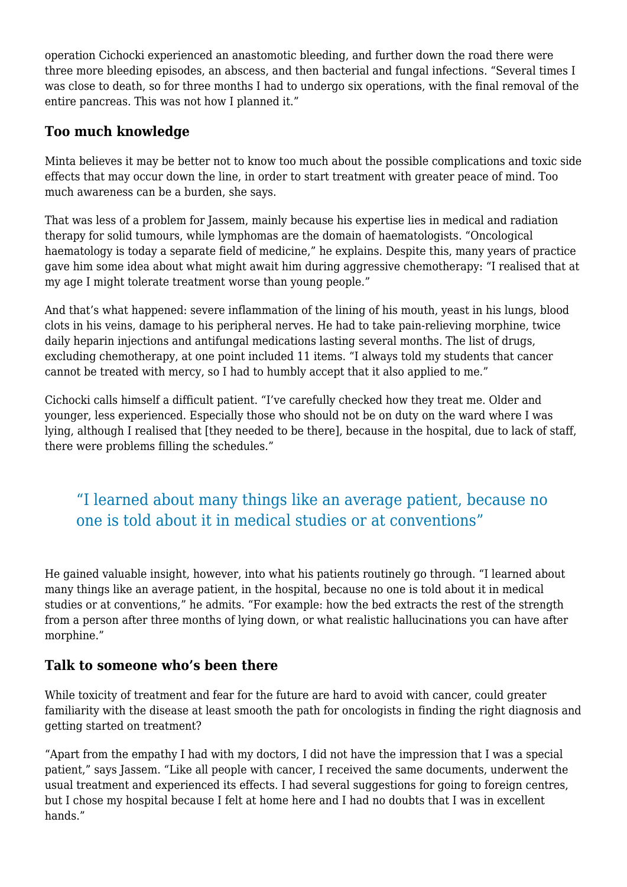operation Cichocki experienced an anastomotic bleeding, and further down the road there were three more bleeding episodes, an abscess, and then bacterial and fungal infections. “Several times I was close to death, so for three months I had to undergo six operations, with the final removal of the entire pancreas. This was not how I planned it.”

## Too much knowledge

Minta believes it may be better not to know too much about the possible complications and toxic side effects that may occur down the line, in order to start treatment with greater peace of mind. Too much awareness can be a burden, she says.

That was less of a problem for Jassem, mainly because his expertise lies in medical and radiation therapy for solid tumours, while lymphomas are the domain of haematologists. “Oncological haematology is today a separate field of medicine,” he explains. Despite this, many years of practice gave him some idea about what might await him during aggressive chemotherapy: “I realised that at my age I might tolerate treatment worse than young people.”

And that’s what happened: severe inflammation of the lining of his mouth, yeast in his lungs, blood clots in his veins, damage to his peripheral nerves. He had to take pain-relieving morphine, twice daily heparin injections and antifungal medications lasting several months. The list of drugs, excluding chemotherapy, at one point included 11 items. “I always told my students that cancer cannot be treated with mercy, so I had to humbly accept that it also applied to me.”

Cichocki calls himself a difficult patient. “I’ve carefully checked how they treat me. Older and younger, less experienced. Especially those who should not be on duty on the ward where I was lying, although I realised that [they needed to be there], because in the hospital, due to lack of staff, there were problems filling the schedules.”

> “I learned about many things like an average patient, because no one is told about it in medical studies or at conventions”

He gained valuable insight, however, into what his patients routinely go through. “I learned about many things like an average patient, in the hospital, because no one is told about it in medical studies or at conventions,” he admits. “For example: how the bed extracts the rest of the strength from a person after three months of lying down, or what realistic hallucinations you can have after morphine.”

## Talk to someone who’s been there

While toxicity of treatment and fear for the future are hard to avoid with cancer, could greater familiarity with the disease at least smooth the path for oncologists in finding the right diagnosis and getting started on treatment?

“Apart from the empathy I had with my doctors, I did not have the impression that I was a special patient,” says Jassem. “Like all people with cancer, I received the same documents, underwent the usual treatment and experienced its effects. I had several suggestions for going to foreign centres, but I chose my hospital because I felt at home here and I had no doubts that I was in excellent hands.”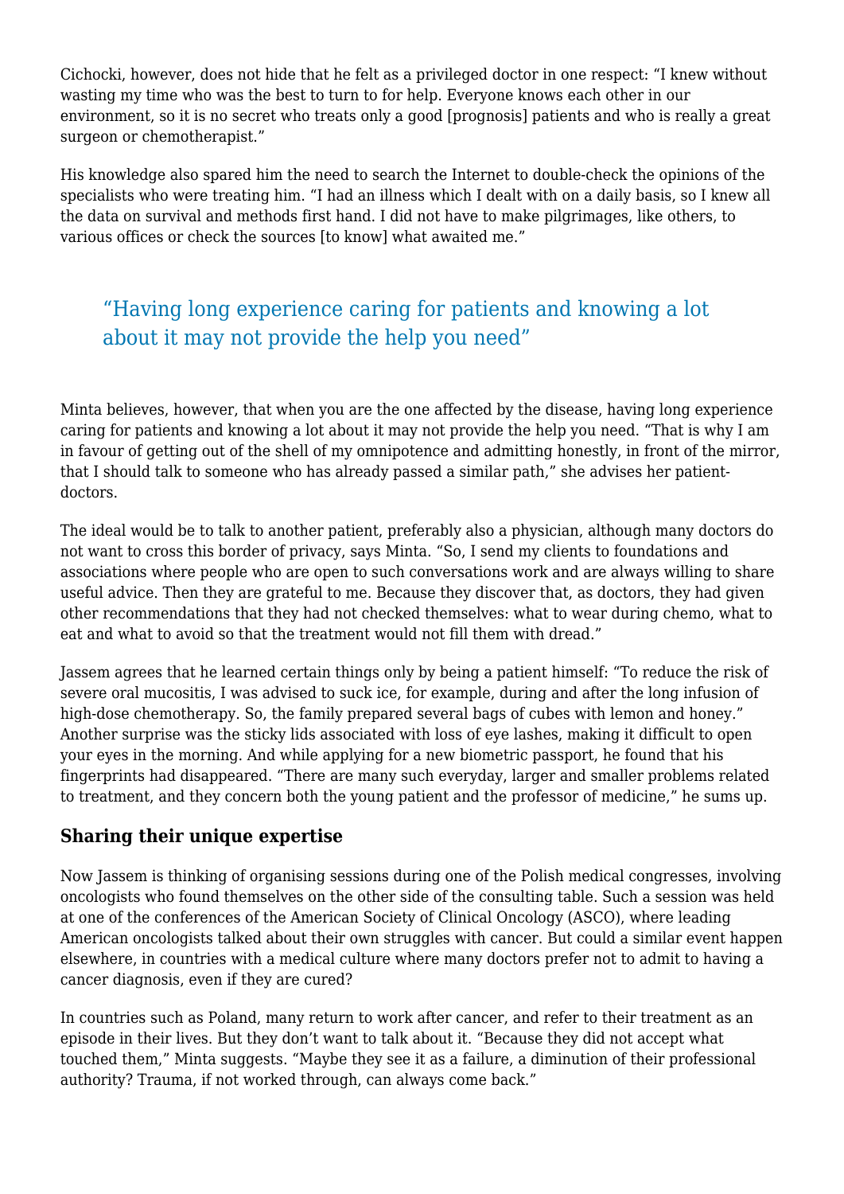Cichocki, however, does not hide that he felt as a privileged doctor in one respect: "I knew without wasting my time who was the best to turn to for help. Everyone knows each other in our environment, so it is no secret who treats only a good [prognosis] patients and who is really a great surgeon or chemotherapist."

His knowledge also spared him the need to search the Internet to double-check the opinions of the specialists who were treating him. "I had an illness which I dealt with on a daily basis, so I knew all the data on survival and methods first hand. I did not have to make pilgrimages, like others, to various offices or check the sources [to know] what awaited me."

> "Having long experience caring for patients and knowing a lot about it may not provide the help you need"

Minta believes, however, that when you are the one affected by the disease, having long experience caring for patients and knowing a lot about it may not provide the help you need. "That is why I am in favour of getting out of the shell of my omnipotence and admitting honestly, in front of the mirror, that I should talk to someone who has already passed a similar path," she advises her patient-doctors.

The ideal would be to talk to another patient, preferably also a physician, although many doctors do not want to cross this border of privacy, says Minta. "So, I send my clients to foundations and associations where people who are open to such conversations work and are always willing to share useful advice. Then they are grateful to me. Because they discover that, as doctors, they had given other recommendations that they had not checked themselves: what to wear during chemo, what to eat and what to avoid so that the treatment would not fill them with dread."

Jassem agrees that he learned certain things only by being a patient himself: "To reduce the risk of severe oral mucositis, I was advised to suck ice, for example, during and after the long infusion of high-dose chemotherapy. So, the family prepared several bags of cubes with lemon and honey." Another surprise was the sticky lids associated with loss of eye lashes, making it difficult to open your eyes in the morning. And while applying for a new biometric passport, he found that his fingerprints had disappeared. "There are many such everyday, larger and smaller problems related to treatment, and they concern both the young patient and the professor of medicine," he sums up.

### Sharing their unique expertise

Now Jassem is thinking of organising sessions during one of the Polish medical congresses, involving oncologists who found themselves on the other side of the consulting table. Such a session was held at one of the conferences of the American Society of Clinical Oncology (ASCO), where leading American oncologists talked about their own struggles with cancer. But could a similar event happen elsewhere, in countries with a medical culture where many doctors prefer not to admit to having a cancer diagnosis, even if they are cured?

In countries such as Poland, many return to work after cancer, and refer to their treatment as an episode in their lives. But they don't want to talk about it. "Because they did not accept what touched them," Minta suggests. "Maybe they see it as a failure, a diminution of their professional authority? Trauma, if not worked through, can always come back."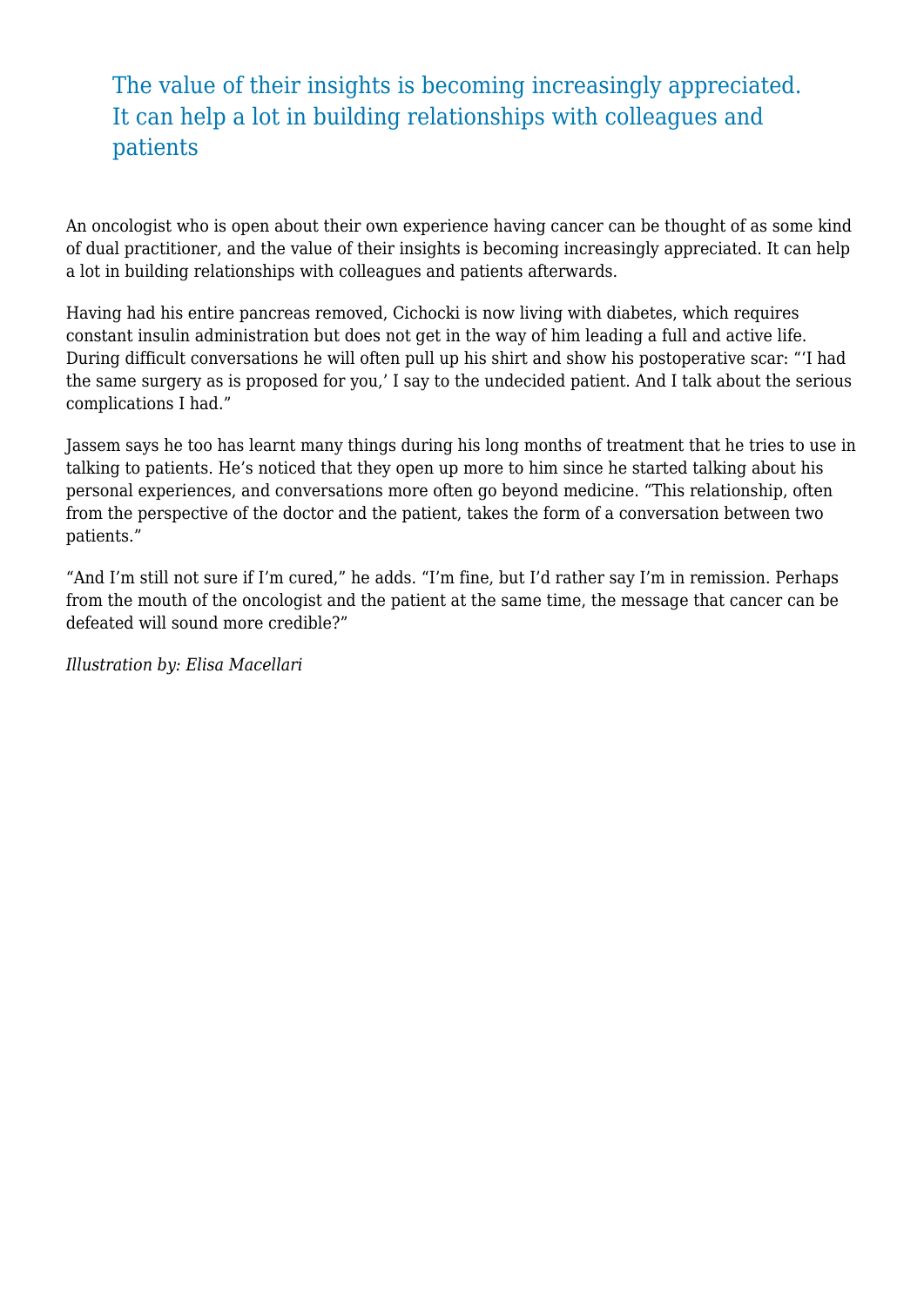> The value of their insights is becoming increasingly appreciated. It can help a lot in building relationships with colleagues and patients

An oncologist who is open about their own experience having cancer can be thought of as some kind of dual practitioner, and the value of their insights is becoming increasingly appreciated. It can help a lot in building relationships with colleagues and patients afterwards.

Having had his entire pancreas removed, Cichocki is now living with diabetes, which requires constant insulin administration but does not get in the way of him leading a full and active life. During difficult conversations he will often pull up his shirt and show his postoperative scar: "'I had the same surgery as is proposed for you,' I say to the undecided patient. And I talk about the serious complications I had."

Jassem says he too has learnt many things during his long months of treatment that he tries to use in talking to patients. He's noticed that they open up more to him since he started talking about his personal experiences, and conversations more often go beyond medicine. "This relationship, often from the perspective of the doctor and the patient, takes the form of a conversation between two patients."

"And I'm still not sure if I'm cured," he adds. "I'm fine, but I'd rather say I'm in remission. Perhaps from the mouth of the oncologist and the patient at the same time, the message that cancer can be defeated will sound more credible?"

*Illustration by: Elisa Macellari*